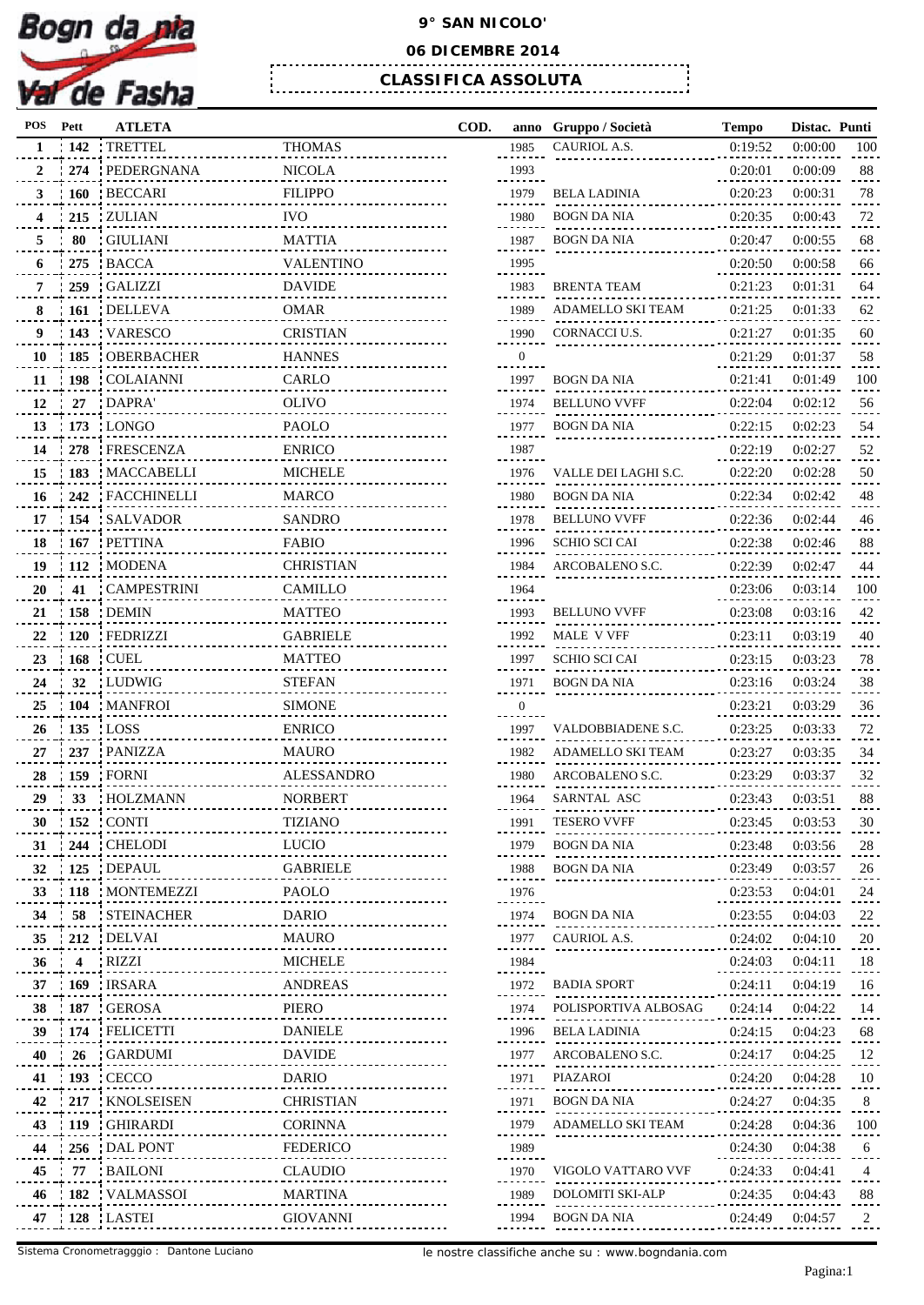Bogn da nia Val de Fasha

# 9° SAN NICOLO'

## 06 DICEMBRE 2014

## CLASSIFICA ASSOLUTA

| POS | Pett | ATLETA | | COD. | anno | Gruppo / Società | Tempo | Distac. | Punti |
|---|---|---|---|---|---|---|---|---|---|
| 1 | 142 | TRETTEL | THOMAS | | 1985 | CAURIOL A.S. | 0:19:52 | 0:00:00 | 100 |
| 2 | 274 | PEDERGNANA | NICOLA | | 1993 | | 0:20:01 | 0:00:09 | 88 |
| 3 | 160 | BECCARI | FILIPPO | | 1979 | BELA LADINIA | 0:20:23 | 0:00:31 | 78 |
| 4 | 215 | ZULIAN | IVO | | 1980 | BOGN DA NIA | 0:20:35 | 0:00:43 | 72 |
| 5 | 80 | GIULIANI | MATTIA | | 1987 | BOGN DA NIA | 0:20:47 | 0:00:55 | 68 |
| 6 | 275 | BACCA | VALENTINO | | 1995 | | 0:20:50 | 0:00:58 | 66 |
| 7 | 259 | GALIZZI | DAVIDE | | 1983 | BRENTA TEAM | 0:21:23 | 0:01:31 | 64 |
| 8 | 161 | DELLEVA | OMAR | | 1989 | ADAMELLO SKI TEAM | 0:21:25 | 0:01:33 | 62 |
| 9 | 143 | VARESCO | CRISTIAN | | 1990 | CORNACCI U.S. | 0:21:27 | 0:01:35 | 60 |
| 10 | 185 | OBERBACHER | HANNES | | 0 | | 0:21:29 | 0:01:37 | 58 |
| 11 | 198 | COLAIANNI | CARLO | | 1997 | BOGN DA NIA | 0:21:41 | 0:01:49 | 100 |
| 12 | 27 | DAPRA' | OLIVO | | 1974 | BELLUNO VVFF | 0:22:04 | 0:02:12 | 56 |
| 13 | 173 | LONGO | PAOLO | | 1977 | BOGN DA NIA | 0:22:15 | 0:02:23 | 54 |
| 14 | 278 | FRESCENZA | ENRICO | | 1987 | | 0:22:19 | 0:02:27 | 52 |
| 15 | 183 | MACCABELLI | MICHELE | | 1976 | VALLE DEI LAGHI S.C. | 0:22:20 | 0:02:28 | 50 |
| 16 | 242 | FACCHINELLI | MARCO | | 1980 | BOGN DA NIA | 0:22:34 | 0:02:42 | 48 |
| 17 | 154 | SALVADOR | SANDRO | | 1978 | BELLUNO VVFF | 0:22:36 | 0:02:44 | 46 |
| 18 | 167 | PETTINA | FABIO | | 1996 | SCHIO SCI CAI | 0:22:38 | 0:02:46 | 88 |
| 19 | 112 | MODENA | CHRISTIAN | | 1984 | ARCOBALENO S.C. | 0:22:39 | 0:02:47 | 44 |
| 20 | 41 | CAMPESTRINI | CAMILLO | | 1964 | | 0:23:06 | 0:03:14 | 100 |
| 21 | 158 | DEMIN | MATTEO | | 1993 | BELLUNO VVFF | 0:23:08 | 0:03:16 | 42 |
| 22 | 120 | FEDRIZZI | GABRIELE | | 1992 | MALE V VFF | 0:23:11 | 0:03:19 | 40 |
| 23 | 168 | CUEL | MATTEO | | 1997 | SCHIO SCI CAI | 0:23:15 | 0:03:23 | 78 |
| 24 | 32 | LUDWIG | STEFAN | | 1971 | BOGN DA NIA | 0:23:16 | 0:03:24 | 38 |
| 25 | 104 | MANFROI | SIMONE | | 0 | | 0:23:21 | 0:03:29 | 36 |
| 26 | 135 | LOSS | ENRICO | | 1997 | VALDOBBIADENE S.C. | 0:23:25 | 0:03:33 | 72 |
| 27 | 237 | PANIZZA | MAURO | | 1982 | ADAMELLO SKI TEAM | 0:23:27 | 0:03:35 | 34 |
| 28 | 159 | FORNI | ALESSANDRO | | 1980 | ARCOBALENO S.C. | 0:23:29 | 0:03:37 | 32 |
| 29 | 33 | HOLZMANN | NORBERT | | 1964 | SARNTAL ASC | 0:23:43 | 0:03:51 | 88 |
| 30 | 152 | CONTI | TIZIANO | | 1991 | TESERO VVFF | 0:23:45 | 0:03:53 | 30 |
| 31 | 244 | CHELODI | LUCIO | | 1979 | BOGN DA NIA | 0:23:48 | 0:03:56 | 28 |
| 32 | 125 | DEPAUL | GABRIELE | | 1988 | BOGN DA NIA | 0:23:49 | 0:03:57 | 26 |
| 33 | 118 | MONTEMEZZI | PAOLO | | 1976 | | 0:23:53 | 0:04:01 | 24 |
| 34 | 58 | STEINACHER | DARIO | | 1974 | BOGN DA NIA | 0:23:55 | 0:04:03 | 22 |
| 35 | 212 | DELVAI | MAURO | | 1977 | CAURIOL A.S. | 0:24:02 | 0:04:10 | 20 |
| 36 | 4 | RIZZI | MICHELE | | 1984 | | 0:24:03 | 0:04:11 | 18 |
| 37 | 169 | IRSARA | ANDREAS | | 1972 | BADIA SPORT | 0:24:11 | 0:04:19 | 16 |
| 38 | 187 | GEROSA | PIERO | | 1974 | POLISPORTIVA ALBOSAG | 0:24:14 | 0:04:22 | 14 |
| 39 | 174 | FELICETTI | DANIELE | | 1996 | BELA LADINIA | 0:24:15 | 0:04:23 | 68 |
| 40 | 26 | GARDUMI | DAVIDE | | 1977 | ARCOBALENO S.C. | 0:24:17 | 0:04:25 | 12 |
| 41 | 193 | CECCO | DARIO | | 1971 | PIAZAROI | 0:24:20 | 0:04:28 | 10 |
| 42 | 217 | KNOLSEISEN | CHRISTIAN | | 1971 | BOGN DA NIA | 0:24:27 | 0:04:35 | 8 |
| 43 | 119 | GHIRARDI | CORINNA | | 1979 | ADAMELLO SKI TEAM | 0:24:28 | 0:04:36 | 100 |
| 44 | 256 | DAL PONT | FEDERICO | | 1989 | | 0:24:30 | 0:04:38 | 6 |
| 45 | 77 | BAILONI | CLAUDIO | | 1970 | VIGOLO VATTARO VVF | 0:24:33 | 0:04:41 | 4 |
| 46 | 182 | VALMASSOI | MARTINA | | 1989 | DOLOMITI SKI-ALP | 0:24:35 | 0:04:43 | 88 |
| 47 | 128 | LASTEI | GIOVANNI | | 1994 | BOGN DA NIA | 0:24:49 | 0:04:57 | 2 |

Sistema Cronometragggio : Dantone Luciano

le nostre classifiche anche su : www.bogndania.com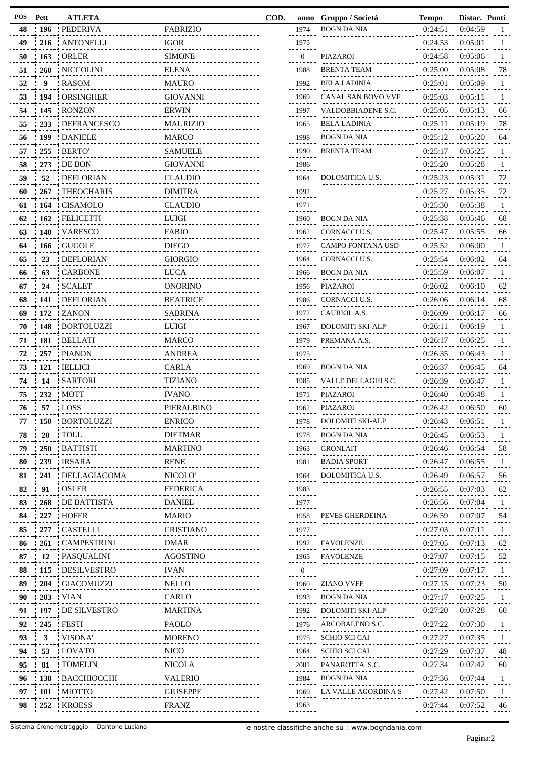| POS | Pett | ATLETA | | COD. | anno | Gruppo / Società | Tempo | Distac. | Punti |
|---|---|---|---|---|---|---|---|---|---|
| 48 | 196 | PEDERIVA | FABRIZIO | | 1974 | BOGN DA NIA | 0:24:51 | 0:04:59 | 1 |
| 49 | 216 | ANTONELLI | IGOR | | 1975 | | 0:24:53 | 0:05:01 | 1 |
| 50 | 163 | ORLER | SIMONE | | 0 | PIAZAROI | 0:24:58 | 0:05:06 | 1 |
| 51 | 260 | NICCOLINI | ELENA | | 1988 | BRENTA TEAM | 0:25:00 | 0:05:08 | 78 |
| 52 | 9 | RASOM | MAURO | | 1992 | BELA LADINIA | 0:25:01 | 0:05:09 | 1 |
| 53 | 194 | ORSINGHER | GIOVANNI | | 1969 | CANAL SAN BOVO VVF | 0:25:03 | 0:05:11 | 1 |
| 54 | 145 | RONZON | ERWIN | | 1997 | VALDOBBIADENE S.C. | 0:25:05 | 0:05:13 | 66 |
| 55 | 233 | DEFRANCESCO | MAURIZIO | | 1965 | BELA LADINIA | 0:25:11 | 0:05:19 | 78 |
| 56 | 199 | DANIELE | MARCO | | 1998 | BOGN DA NIA | 0:25:12 | 0:05:20 | 64 |
| 57 | 255 | BERTO' | SAMUELE | | 1990 | BRENTA TEAM | 0:25:17 | 0:05:25 | 1 |
| 58 | 273 | DE BON | GIOVANNI | | 1986 | | 0:25:20 | 0:05:28 | 1 |
| 59 | 52 | DEFLORIAN | CLAUDIO | | 1964 | DOLOMITICA U.S. | 0:25:23 | 0:05:31 | 72 |
| 60 | 267 | THEOCHARIS | DIMITRA | | 1992 | | 0:25:27 | 0:05:35 | 72 |
| 61 | 164 | CISAMOLO | CLAUDIO | | 1971 | | 0:25:30 | 0:05:38 | 1 |
| 62 | 162 | FELICETTI | LUIGI | | 1960 | BOGN DA NIA | 0:25:38 | 0:05:46 | 68 |
| 63 | 140 | VARESCO | FABIO | | 1962 | CORNACCI U.S. | 0:25:47 | 0:05:55 | 66 |
| 64 | 166 | GUGOLE | DIEGO | | 1977 | CAMPO FONTANA USD | 0:25:52 | 0:06:00 | 1 |
| 65 | 23 | DEFLORIAN | GIORGIO | | 1964 | CORNACCI U.S. | 0:25:54 | 0:06:02 | 64 |
| 66 | 63 | CARBONE | LUCA | | 1966 | BOGN DA NIA | 0:25:59 | 0:06:07 | 1 |
| 67 | 24 | SCALET | ONORINO | | 1956 | PIAZAROI | 0:26:02 | 0:06:10 | 62 |
| 68 | 141 | DEFLORIAN | BEATRICE | | 1986 | CORNACCI U.S. | 0:26:06 | 0:06:14 | 68 |
| 69 | 172 | ZANON | SABRINA | | 1972 | CAURIOL A.S. | 0:26:09 | 0:06:17 | 66 |
| 70 | 148 | BORTOLUZZI | LUIGI | | 1967 | DOLOMITI SKI-ALP | 0:26:11 | 0:06:19 | 1 |
| 71 | 181 | BELLATI | MARCO | | 1979 | PREMANA A.S. | 0:26:17 | 0:06:25 | 1 |
| 72 | 257 | PIANON | ANDREA | | 1975 | | 0:26:35 | 0:06:43 | 1 |
| 73 | 121 | IELLICI | CARLA | | 1969 | BOGN DA NIA | 0:26:37 | 0:06:45 | 64 |
| 74 | 14 | SARTORI | TIZIANO | | 1985 | VALLE DEI LAGHI S.C. | 0:26:39 | 0:06:47 | 1 |
| 75 | 232 | MOTT | IVANO | | 1971 | PIAZAROI | 0:26:40 | 0:06:48 | 1 |
| 76 | 57 | LOSS | PIERALBINO | | 1962 | PIAZAROI | 0:26:42 | 0:06:50 | 60 |
| 77 | 150 | BORTOLUZZI | ENRICO | | 1978 | DOLOMITI SKI-ALP | 0:26:43 | 0:06:51 | 1 |
| 78 | 20 | TOLL | DIETMAR | | 1978 | BOGN DA NIA | 0:26:45 | 0:06:53 | 1 |
| 79 | 250 | BATTISTI | MARTINO | | 1963 | GRONLAIT | 0:26:46 | 0:06:54 | 58 |
| 80 | 239 | IRSARA | RENE' | | 1981 | BADIA SPORT | 0:26:47 | 0:06:55 | 1 |
| 81 | 241 | DELLAGIACOMA | NICOLO' | | 1964 | DOLOMITICA U.S. | 0:26:49 | 0:06:57 | 56 |
| 82 | 91 | OSLER | FEDERICA | | 1983 | | 0:26:55 | 0:07:03 | 62 |
| 83 | 268 | DE BATTISTA | DANIEL | | 1977 | | 0:26:56 | 0:07:04 | 1 |
| 84 | 227 | HOFER | MARIO | | 1958 | PEVES GHERDEINA | 0:26:59 | 0:07:07 | 54 |
| 85 | 277 | CASTELLI | CRISTIANO | | 1977 | | 0:27:03 | 0:07:11 | 1 |
| 86 | 261 | CAMPESTRINI | OMAR | | 1997 | FAVOLENZE | 0:27:05 | 0:07:13 | 62 |
| 87 | 12 | PASQUALINI | AGOSTINO | | 1965 | FAVOLENZE | 0:27:07 | 0:07:15 | 52 |
| 88 | 115 | DESILVESTRO | IVAN | | 0 | | 0:27:09 | 0:07:17 | 1 |
| 89 | 204 | GIACOMUZZI | NELLO | | 1960 | ZIANO VVFF | 0:27:15 | 0:07:23 | 50 |
| 90 | 203 | VIAN | CARLO | | 1993 | BOGN DA NIA | 0:27:17 | 0:07:25 | 1 |
| 91 | 197 | DE SILVESTRO | MARTINA | | 1992 | DOLOMITI SKI-ALP | 0:27:20 | 0:07:28 | 60 |
| 92 | 245 | FESTI | PAOLO | | 1976 | ARCOBALENO S.C. | 0:27:22 | 0:07:30 | 1 |
| 93 | 3 | VISONA' | MORENO | | 1975 | SCHIO SCI CAI | 0:27:27 | 0:07:35 | 1 |
| 94 | 53 | LOVATO | NICO | | 1964 | SCHIO SCI CAI | 0:27:29 | 0:07:37 | 48 |
| 95 | 81 | TOMELIN | NICOLA | | 2001 | PANAROTTA S.C. | 0:27:34 | 0:07:42 | 60 |
| 96 | 138 | BACCHIOCCHI | VALERIO | | 1984 | BOGN DA NIA | 0:27:36 | 0:07:44 | 1 |
| 97 | 101 | MIOTTO | GIUSEPPE | | 1969 | LA VALLE AGORDINA S | 0:27:42 | 0:07:50 | 1 |
| 98 | 252 | KROESS | FRANZ | | 1963 | | 0:27:44 | 0:07:52 | 46 |

Sistema Cronometragggio : Dantone Luciano    le nostre classifiche anche su : www.bogndania.com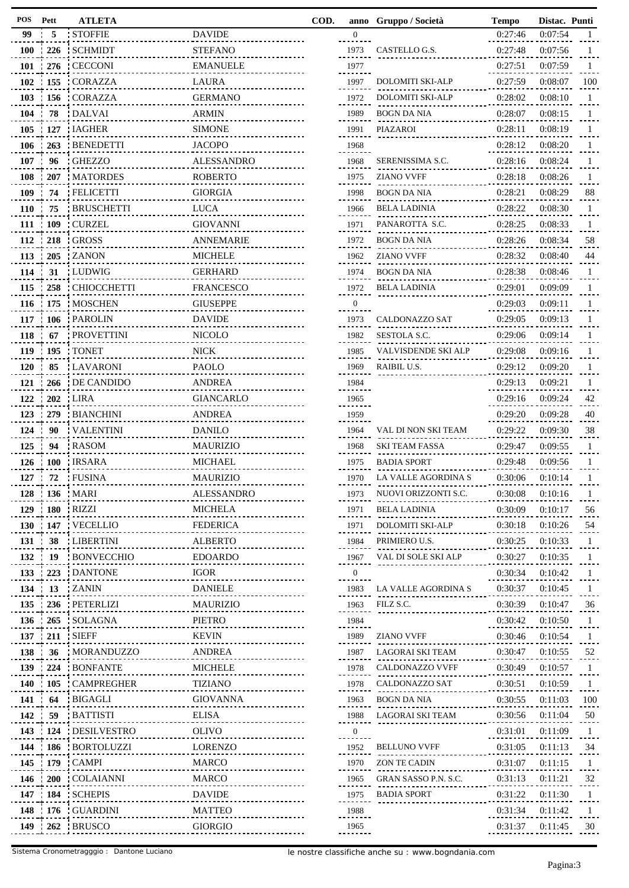| POS | Pett | ATLETA | | COD. | anno | Gruppo / Società | Tempo | Distac. | Punti |
|---|---|---|---|---|---|---|---|---|---|
| 99 | 5 | STOFFIE | DAVIDE | | 0 | | 0:27:46 | 0:07:54 | 1 |
| 100 | 226 | SCHMIDT | STEFANO | | 1973 | CASTELLO G.S. | 0:27:48 | 0:07:56 | 1 |
| 101 | 276 | CECCONI | EMANUELE | | 1977 | | 0:27:51 | 0:07:59 | 1 |
| 102 | 155 | CORAZZA | LAURA | | 1997 | DOLOMITI SKI-ALP | 0:27:59 | 0:08:07 | 100 |
| 103 | 156 | CORAZZA | GERMANO | | 1972 | DOLOMITI SKI-ALP | 0:28:02 | 0:08:10 | 1 |
| 104 | 78 | DALVAI | ARMIN | | 1989 | BOGN DA NIA | 0:28:07 | 0:08:15 | 1 |
| 105 | 127 | IAGHER | SIMONE | | 1991 | PIAZAROI | 0:28:11 | 0:08:19 | 1 |
| 106 | 263 | BENEDETTI | JACOPO | | 1968 | | 0:28:12 | 0:08:20 | 1 |
| 107 | 96 | GHEZZO | ALESSANDRO | | 1968 | SERENISSIMA S.C. | 0:28:16 | 0:08:24 | 1 |
| 108 | 207 | MATORDES | ROBERTO | | 1975 | ZIANO VVFF | 0:28:18 | 0:08:26 | 1 |
| 109 | 74 | FELICETTI | GIORGIA | | 1998 | BOGN DA NIA | 0:28:21 | 0:08:29 | 88 |
| 110 | 75 | BRUSCHETTI | LUCA | | 1966 | BELA LADINIA | 0:28:22 | 0:08:30 | 1 |
| 111 | 109 | CURZEL | GIOVANNI | | 1971 | PANAROTTA S.C. | 0:28:25 | 0:08:33 | 1 |
| 112 | 218 | GROSS | ANNEMARIE | | 1972 | BOGN DA NIA | 0:28:26 | 0:08:34 | 58 |
| 113 | 205 | ZANON | MICHELE | | 1962 | ZIANO VVFF | 0:28:32 | 0:08:40 | 44 |
| 114 | 31 | LUDWIG | GERHARD | | 1974 | BOGN DA NIA | 0:28:38 | 0:08:46 | 1 |
| 115 | 258 | CHIOCCHETTI | FRANCESCO | | 1972 | BELA LADINIA | 0:29:01 | 0:09:09 | 1 |
| 116 | 175 | MOSCHEN | GIUSEPPE | | 0 | | 0:29:03 | 0:09:11 | 1 |
| 117 | 106 | PAROLIN | DAVIDE | | 1973 | CALDONAZZO SAT | 0:29:05 | 0:09:13 | 1 |
| 118 | 67 | PROVETTINI | NICOLO | | 1982 | SESTOLA S.C. | 0:29:06 | 0:09:14 | 1 |
| 119 | 195 | TONET | NICK | | 1985 | VALVISDENDE SKI ALP | 0:29:08 | 0:09:16 | 1 |
| 120 | 85 | LAVARONI | PAOLO | | 1969 | RAIBIL U.S. | 0:29:12 | 0:09:20 | 1 |
| 121 | 266 | DE CANDIDO | ANDREA | | 1984 | | 0:29:13 | 0:09:21 | 1 |
| 122 | 202 | LIRA | GIANCARLO | | 1965 | | 0:29:16 | 0:09:24 | 42 |
| 123 | 279 | BIANCHINI | ANDREA | | 1959 | | 0:29:20 | 0:09:28 | 40 |
| 124 | 90 | VALENTINI | DANILO | | 1964 | VAL DI NON SKI TEAM | 0:29:22 | 0:09:30 | 38 |
| 125 | 94 | RASOM | MAURIZIO | | 1968 | SKI TEAM FASSA | 0:29:47 | 0:09:55 | 1 |
| 126 | 100 | IRSARA | MICHAEL | | 1975 | BADIA SPORT | 0:29:48 | 0:09:56 | 1 |
| 127 | 72 | FUSINA | MAURIZIO | | 1970 | LA VALLE AGORDINA S | 0:30:06 | 0:10:14 | 1 |
| 128 | 136 | MARI | ALESSANDRO | | 1973 | NUOVI ORIZZONTI S.C. | 0:30:08 | 0:10:16 | 1 |
| 129 | 180 | RIZZI | MICHELA | | 1971 | BELA LADINIA | 0:30:09 | 0:10:17 | 56 |
| 130 | 147 | VECELLIO | FEDERICA | | 1971 | DOLOMITI SKI-ALP | 0:30:18 | 0:10:26 | 54 |
| 131 | 38 | LIBERTINI | ALBERTO | | 1984 | PRIMIERO U.S. | 0:30:25 | 0:10:33 | 1 |
| 132 | 19 | BONVECCHIO | EDOARDO | | 1967 | VAL DI SOLE SKI ALP | 0:30:27 | 0:10:35 | 1 |
| 133 | 223 | DANTONE | IGOR | | 0 | | 0:30:34 | 0:10:42 | 1 |
| 134 | 13 | ZANIN | DANIELE | | 1983 | LA VALLE AGORDINA S | 0:30:37 | 0:10:45 | 1 |
| 135 | 236 | PETERLIZI | MAURIZIO | | 1963 | FILZ S.C. | 0:30:39 | 0:10:47 | 36 |
| 136 | 265 | SOLAGNA | PIETRO | | 1984 | | 0:30:42 | 0:10:50 | 1 |
| 137 | 211 | SIEFF | KEVIN | | 1989 | ZIANO VVFF | 0:30:46 | 0:10:54 | 1 |
| 138 | 36 | MORANDUZZO | ANDREA | | 1987 | LAGORAI SKI TEAM | 0:30:47 | 0:10:55 | 52 |
| 139 | 224 | BONFANTE | MICHELE | | 1978 | CALDONAZZO VVFF | 0:30:49 | 0:10:57 | 1 |
| 140 | 105 | CAMPREGHER | TIZIANO | | 1978 | CALDONAZZO SAT | 0:30:51 | 0:10:59 | 1 |
| 141 | 64 | BIGAGLI | GIOVANNA | | 1963 | BOGN DA NIA | 0:30:55 | 0:11:03 | 100 |
| 142 | 59 | BATTISTI | ELISA | | 1988 | LAGORAI SKI TEAM | 0:30:56 | 0:11:04 | 50 |
| 143 | 124 | DESILVESTRO | OLIVO | | 0 | | 0:31:01 | 0:11:09 | 1 |
| 144 | 186 | BORTOLUZZI | LORENZO | | 1952 | BELLUNO VVFF | 0:31:05 | 0:11:13 | 34 |
| 145 | 179 | CAMPI | MARCO | | 1970 | ZON TE CADIN | 0:31:07 | 0:11:15 | 1 |
| 146 | 200 | COLAIANNI | MARCO | | 1965 | GRAN SASSO P.N. S.C. | 0:31:13 | 0:11:21 | 32 |
| 147 | 184 | SCHEPIS | DAVIDE | | 1975 | BADIA SPORT | 0:31:22 | 0:11:30 | 1 |
| 148 | 176 | GUARDINI | MATTEO | | 1988 | | 0:31:34 | 0:11:42 | 1 |
| 149 | 262 | BRUSCO | GIORGIO | | 1965 | | 0:31:37 | 0:11:45 | 30 |

Sistema Cronometragggio : Dantone Luciano

le nostre classifiche anche su : www.bogndania.com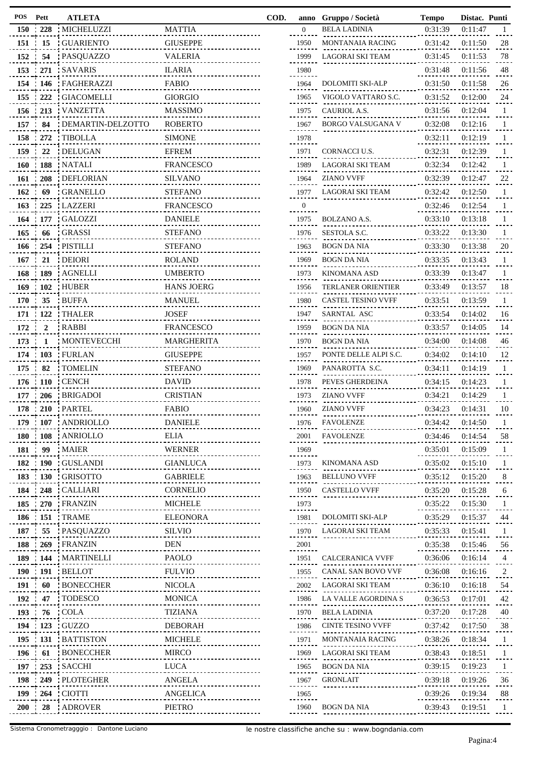| POS | Pett | ATLETA | | COD. | anno | Gruppo / Società | Tempo | Distac. | Punti |
|---|---|---|---|---|---|---|---|---|---|
| 150 | 228 | MICHELUZZI | MATTIA | | 0 | BELA LADINIA | 0:31:39 | 0:11:47 | 1 |
| 151 | 15 | GUARIENTO | GIUSEPPE | | 1950 | MONTANAIA RACING | 0:31:42 | 0:11:50 | 28 |
| 152 | 54 | PASQUAZZO | VALERIA | | 1999 | LAGORAI SKI TEAM | 0:31:45 | 0:11:53 | 78 |
| 153 | 271 | SAVARIS | ILARIA | | 1980 | | 0:31:48 | 0:11:56 | 48 |
| 154 | 146 | FAGHERAZZI | FABIO | | 1964 | DOLOMITI SKI-ALP | 0:31:50 | 0:11:58 | 26 |
| 155 | 222 | GIACOMELLI | GIORGIO | | 1965 | VIGOLO VATTARO S.C. | 0:31:52 | 0:12:00 | 24 |
| 156 | 213 | VANZETTA | MASSIMO | | 1975 | CAURIOL A.S. | 0:31:56 | 0:12:04 | 1 |
| 157 | 84 | DEMARTIN-DELZOTTO | ROBERTO | | 1967 | BORGO VALSUGANA V | 0:32:08 | 0:12:16 | 1 |
| 158 | 272 | TIBOLLA | SIMONE | | 1978 | | 0:32:11 | 0:12:19 | 1 |
| 159 | 22 | DELUGAN | EFREM | | 1971 | CORNACCI U.S. | 0:32:31 | 0:12:39 | 1 |
| 160 | 188 | NATALI | FRANCESCO | | 1989 | LAGORAI SKI TEAM | 0:32:34 | 0:12:42 | 1 |
| 161 | 208 | DEFLORIAN | SILVANO | | 1964 | ZIANO VVFF | 0:32:39 | 0:12:47 | 22 |
| 162 | 69 | GRANELLO | STEFANO | | 1977 | LAGORAI SKI TEAM | 0:32:42 | 0:12:50 | 1 |
| 163 | 225 | LAZZERI | FRANCESCO | | 0 | | 0:32:46 | 0:12:54 | 1 |
| 164 | 177 | GALOZZI | DANIELE | | 1975 | BOLZANO A.S. | 0:33:10 | 0:13:18 | 1 |
| 165 | 66 | GRASSI | STEFANO | | 1976 | SESTOLA S.C. | 0:33:22 | 0:13:30 | 1 |
| 166 | 254 | PISTILLI | STEFANO | | 1963 | BOGN DA NIA | 0:33:30 | 0:13:38 | 20 |
| 167 | 21 | DEIORI | ROLAND | | 1969 | BOGN DA NIA | 0:33:35 | 0:13:43 | 1 |
| 168 | 189 | AGNELLI | UMBERTO | | 1973 | KINOMANA ASD | 0:33:39 | 0:13:47 | 1 |
| 169 | 102 | HUBER | HANS JOERG | | 1956 | TERLANER ORIENTIER | 0:33:49 | 0:13:57 | 18 |
| 170 | 35 | BUFFA | MANUEL | | 1980 | CASTEL TESINO VVFF | 0:33:51 | 0:13:59 | 1 |
| 171 | 122 | THALER | JOSEF | | 1947 | SARNTAL ASC | 0:33:54 | 0:14:02 | 16 |
| 172 | 2 | RABBI | FRANCESCO | | 1959 | BOGN DA NIA | 0:33:57 | 0:14:05 | 14 |
| 173 | 1 | MONTEVECCHI | MARGHERITA | | 1970 | BOGN DA NIA | 0:34:00 | 0:14:08 | 46 |
| 174 | 103 | FURLAN | GIUSEPPE | | 1957 | PONTE DELLE ALPI S.C. | 0:34:02 | 0:14:10 | 12 |
| 175 | 82 | TOMELIN | STEFANO | | 1969 | PANAROTTA S.C. | 0:34:11 | 0:14:19 | 1 |
| 176 | 110 | CENCH | DAVID | | 1978 | PEVES GHERDEINA | 0:34:15 | 0:14:23 | 1 |
| 177 | 206 | BRIGADOI | CRISTIAN | | 1973 | ZIANO VVFF | 0:34:21 | 0:14:29 | 1 |
| 178 | 210 | PARTEL | FABIO | | 1960 | ZIANO VVFF | 0:34:23 | 0:14:31 | 10 |
| 179 | 107 | ANDRIOLLO | DANIELE | | 1976 | FAVOLENZE | 0:34:42 | 0:14:50 | 1 |
| 180 | 108 | ANRIOLLO | ELIA | | 2001 | FAVOLENZE | 0:34:46 | 0:14:54 | 58 |
| 181 | 99 | MAIER | WERNER | | 1969 | | 0:35:01 | 0:15:09 | 1 |
| 182 | 190 | GUSLANDI | GIANLUCA | | 1973 | KINOMANA ASD | 0:35:02 | 0:15:10 | 1 |
| 183 | 130 | GRISOTTO | GABRIELE | | 1963 | BELLUNO VVFF | 0:35:12 | 0:15:20 | 8 |
| 184 | 248 | CALLIARI | CORNELIO | | 1950 | CASTELLO VVFF | 0:35:20 | 0:15:28 | 6 |
| 185 | 270 | FRANZIN | MICHELE | | 1973 | | 0:35:22 | 0:15:30 | 1 |
| 186 | 151 | TRAME | ELEONORA | | 1981 | DOLOMITI SKI-ALP | 0:35:29 | 0:15:37 | 44 |
| 187 | 55 | PASQUAZZO | SILVIO | | 1970 | LAGORAI SKI TEAM | 0:35:33 | 0:15:41 | 1 |
| 188 | 269 | FRANZIN | DEN | | 2001 | | 0:35:38 | 0:15:46 | 56 |
| 189 | 144 | MARTINELLI | PAOLO | | 1951 | CALCERANICA VVFF | 0:36:06 | 0:16:14 | 4 |
| 190 | 191 | BELLOT | FULVIO | | 1955 | CANAL SAN BOVO VVF | 0:36:08 | 0:16:16 | 2 |
| 191 | 60 | BONECCHER | NICOLA | | 2002 | LAGORAI SKI TEAM | 0:36:10 | 0:16:18 | 54 |
| 192 | 47 | TODESCO | MONICA | | 1986 | LA VALLE AGORDINA S | 0:36:53 | 0:17:01 | 42 |
| 193 | 76 | COLA | TIZIANA | | 1970 | BELA LADINIA | 0:37:20 | 0:17:28 | 40 |
| 194 | 123 | GUZZO | DEBORAH | | 1986 | CINTE TESINO VVFF | 0:37:42 | 0:17:50 | 38 |
| 195 | 131 | BATTISTON | MICHELE | | 1971 | MONTANAIA RACING | 0:38:26 | 0:18:34 | 1 |
| 196 | 61 | BONECCHER | MIRCO | | 1969 | LAGORAI SKI TEAM | 0:38:43 | 0:18:51 | 1 |
| 197 | 253 | SACCHI | LUCA | | 1965 | BOGN DA NIA | 0:39:15 | 0:19:23 | 1 |
| 198 | 249 | PLOTEGHER | ANGELA | | 1967 | GRONLAIT | 0:39:18 | 0:19:26 | 36 |
| 199 | 264 | CIOTTI | ANGELICA | | 1965 | | 0:39:26 | 0:19:34 | 88 |
| 200 | 28 | ADROVER | PIETRO | | 1960 | BOGN DA NIA | 0:39:43 | 0:19:51 | 1 |

Sistema Cronometragggio : Dantone Luciano

le nostre classifiche anche su : www.bogndania.com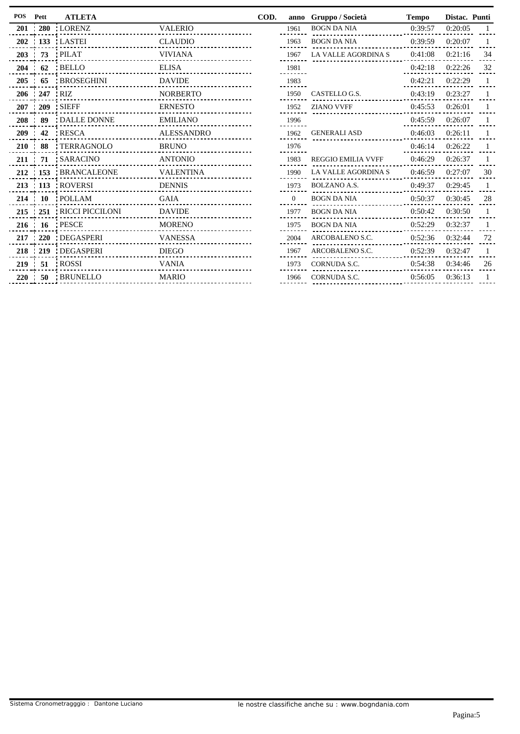| POS | Pett | ATLETA | | COD. | anno | Gruppo / Società | Tempo | Distac. | Punti |
|---|---|---|---|---|---|---|---|---|---|
| **201** | **280** | LORENZ | VALERIO | | 1961 | BOGN DA NIA | 0:39:57 | 0:20:05 | 1 |
| **202** | **133** | LASTEI | CLAUDIO | | 1963 | BOGN DA NIA | 0:39:59 | 0:20:07 | 1 |
| **203** | **73** | PILAT | VIVIANA | | 1967 | LA VALLE AGORDINA S | 0:41:08 | 0:21:16 | 34 |
| **204** | **62** | BELLO | ELISA | | 1981 | | 0:42:18 | 0:22:26 | 32 |
| **205** | **65** | BROSEGHINI | DAVIDE | | 1983 | | 0:42:21 | 0:22:29 | 1 |
| **206** | **247** | RIZ | NORBERTO | | 1950 | CASTELLO G.S. | 0:43:19 | 0:23:27 | 1 |
| **207** | **209** | SIEFF | ERNESTO | | 1952 | ZIANO VVFF | 0:45:53 | 0:26:01 | 1 |
| **208** | **89** | DALLE DONNE | EMILIANO | | 1996 | | 0:45:59 | 0:26:07 | 1 |
| **209** | **42** | RESCA | ALESSANDRO | | 1962 | GENERALI ASD | 0:46:03 | 0:26:11 | 1 |
| **210** | **88** | TERRAGNOLO | BRUNO | | 1976 | | 0:46:14 | 0:26:22 | 1 |
| **211** | **71** | SARACINO | ANTONIO | | 1983 | REGGIO EMILIA VVFF | 0:46:29 | 0:26:37 | 1 |
| **212** | **153** | BRANCALEONE | VALENTINA | | 1990 | LA VALLE AGORDINA S | 0:46:59 | 0:27:07 | 30 |
| **213** | **113** | ROVERSI | DENNIS | | 1973 | BOLZANO A.S. | 0:49:37 | 0:29:45 | 1 |
| **214** | **10** | POLLAM | GAIA | | 0 | BOGN DA NIA | 0:50:37 | 0:30:45 | 28 |
| **215** | **251** | RICCI PICCILONI | DAVIDE | | 1977 | BOGN DA NIA | 0:50:42 | 0:30:50 | 1 |
| **216** | **16** | PESCE | MORENO | | 1975 | BOGN DA NIA | 0:52:29 | 0:32:37 | 1 |
| **217** | **220** | DEGASPERI | VANESSA | | 2004 | ARCOBALENO S.C. | 0:52:36 | 0:32:44 | 72 |
| **218** | **219** | DEGASPERI | DIEGO | | 1967 | ARCOBALENO S.C. | 0:52:39 | 0:32:47 | 1 |
| **219** | **51** | ROSSI | VANIA | | 1973 | CORNUDA S.C. | 0:54:38 | 0:34:46 | 26 |
| **220** | **50** | BRUNELLO | MARIO | | 1966 | CORNUDA S.C. | 0:56:05 | 0:36:13 | 1 |

Sistema Cronometragggio : Dantone Luciano

le nostre classifiche anche su : www.bogndania.com